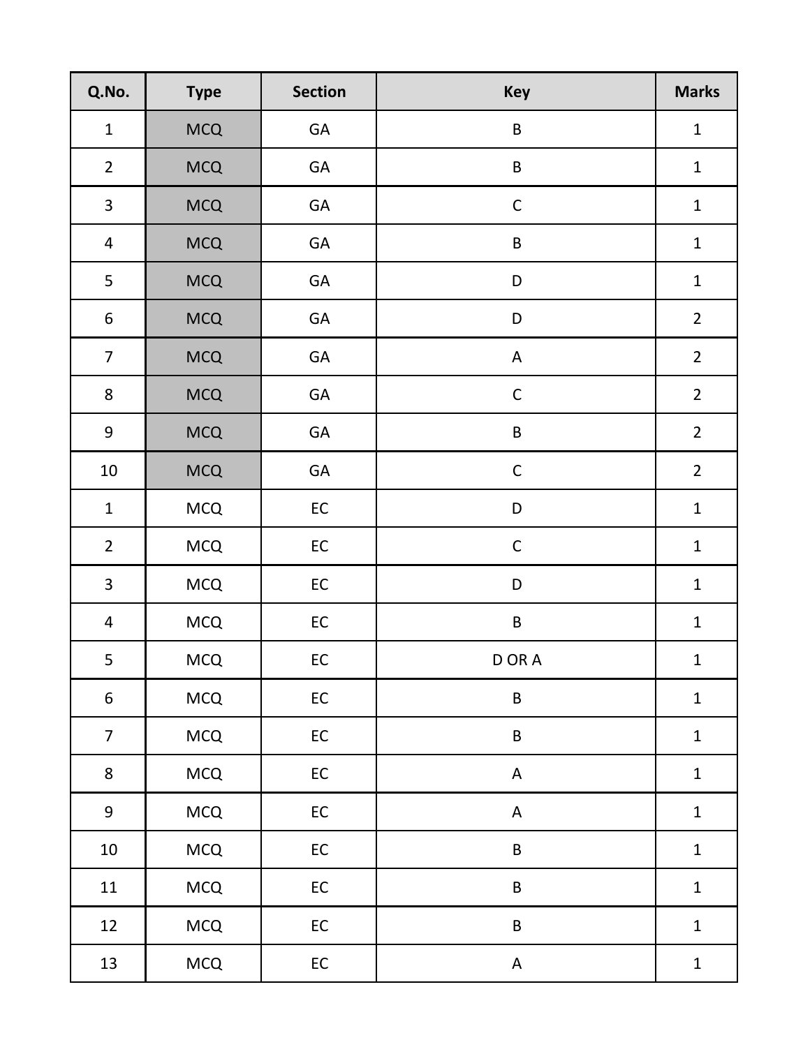| Q.No. | Type | Section | Key | Marks |
| --- | --- | --- | --- | --- |
| 1 | MCQ | GA | B | 1 |
| 2 | MCQ | GA | B | 1 |
| 3 | MCQ | GA | C | 1 |
| 4 | MCQ | GA | B | 1 |
| 5 | MCQ | GA | D | 1 |
| 6 | MCQ | GA | D | 2 |
| 7 | MCQ | GA | A | 2 |
| 8 | MCQ | GA | C | 2 |
| 9 | MCQ | GA | B | 2 |
| 10 | MCQ | GA | C | 2 |
| 1 | MCQ | EC | D | 1 |
| 2 | MCQ | EC | C | 1 |
| 3 | MCQ | EC | D | 1 |
| 4 | MCQ | EC | B | 1 |
| 5 | MCQ | EC | D OR A | 1 |
| 6 | MCQ | EC | B | 1 |
| 7 | MCQ | EC | B | 1 |
| 8 | MCQ | EC | A | 1 |
| 9 | MCQ | EC | A | 1 |
| 10 | MCQ | EC | B | 1 |
| 11 | MCQ | EC | B | 1 |
| 12 | MCQ | EC | B | 1 |
| 13 | MCQ | EC | A | 1 |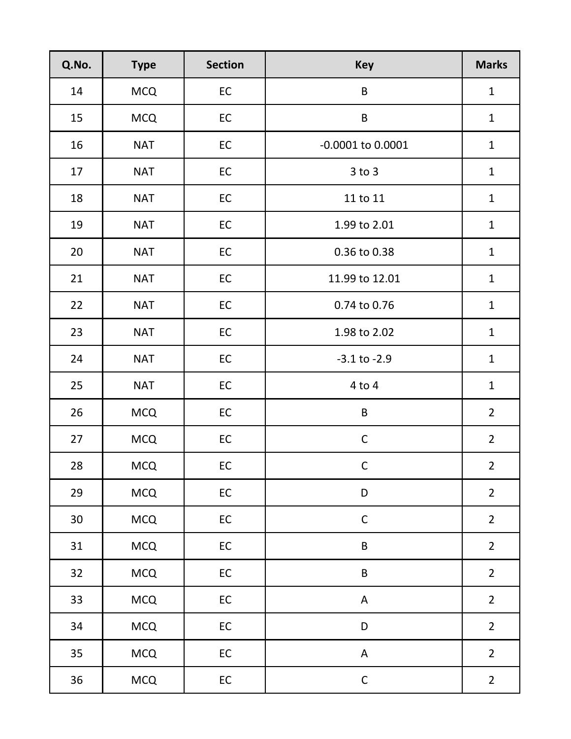| Q.No. | Type | Section | Key | Marks |
|---|---|---|---|---|
| 14 | MCQ | EC | B | 1 |
| 15 | MCQ | EC | B | 1 |
| 16 | NAT | EC | -0.0001 to 0.0001 | 1 |
| 17 | NAT | EC | 3 to 3 | 1 |
| 18 | NAT | EC | 11 to 11 | 1 |
| 19 | NAT | EC | 1.99 to 2.01 | 1 |
| 20 | NAT | EC | 0.36 to 0.38 | 1 |
| 21 | NAT | EC | 11.99 to 12.01 | 1 |
| 22 | NAT | EC | 0.74 to 0.76 | 1 |
| 23 | NAT | EC | 1.98 to 2.02 | 1 |
| 24 | NAT | EC | -3.1 to -2.9 | 1 |
| 25 | NAT | EC | 4 to 4 | 1 |
| 26 | MCQ | EC | B | 2 |
| 27 | MCQ | EC | C | 2 |
| 28 | MCQ | EC | C | 2 |
| 29 | MCQ | EC | D | 2 |
| 30 | MCQ | EC | C | 2 |
| 31 | MCQ | EC | B | 2 |
| 32 | MCQ | EC | B | 2 |
| 33 | MCQ | EC | A | 2 |
| 34 | MCQ | EC | D | 2 |
| 35 | MCQ | EC | A | 2 |
| 36 | MCQ | EC | C | 2 |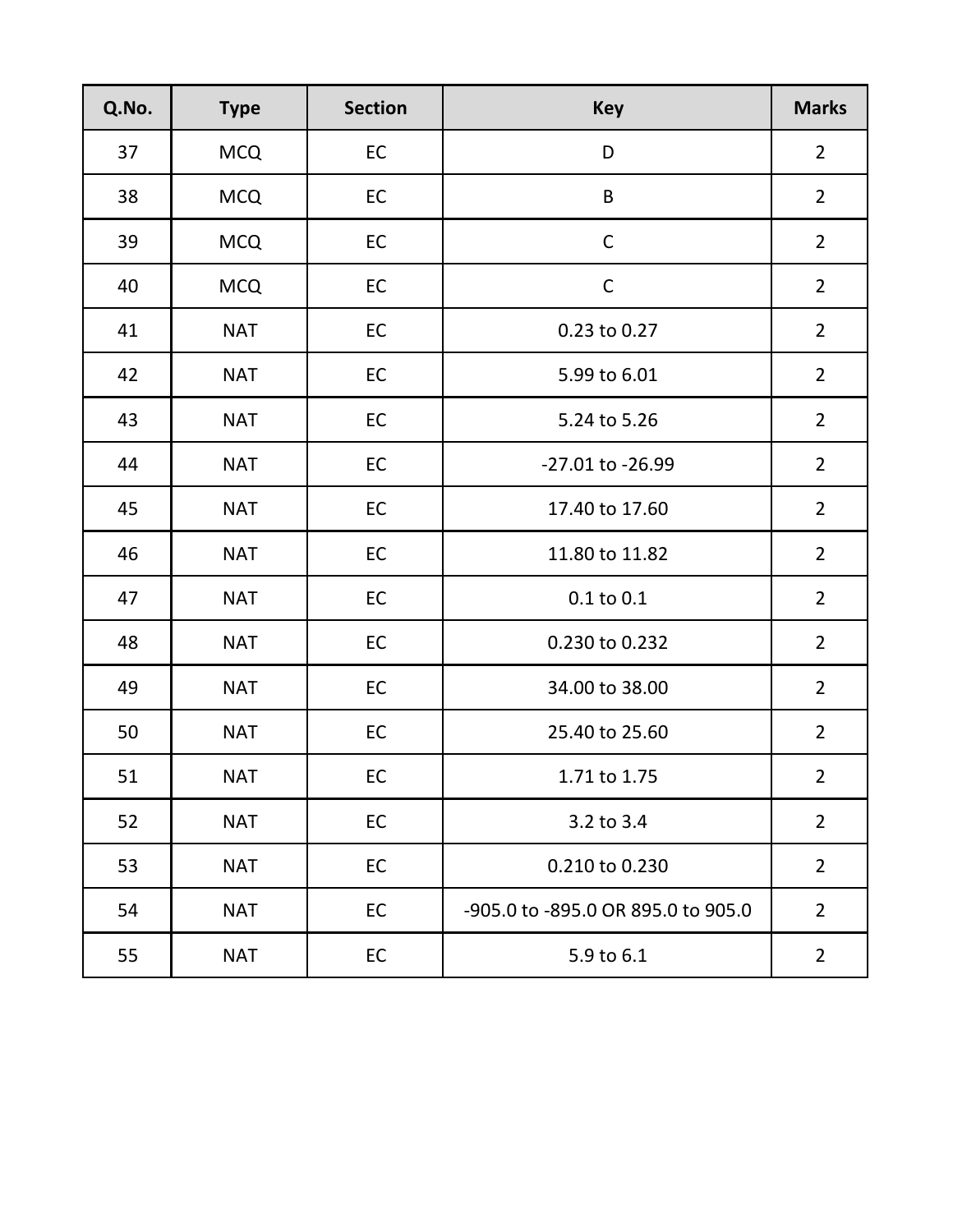| Q.No. | Type | Section | Key | Marks |
|---|---|---|---|---|
| 37 | MCQ | EC | D | 2 |
| 38 | MCQ | EC | B | 2 |
| 39 | MCQ | EC | C | 2 |
| 40 | MCQ | EC | C | 2 |
| 41 | NAT | EC | 0.23 to 0.27 | 2 |
| 42 | NAT | EC | 5.99 to 6.01 | 2 |
| 43 | NAT | EC | 5.24 to 5.26 | 2 |
| 44 | NAT | EC | -27.01 to -26.99 | 2 |
| 45 | NAT | EC | 17.40 to 17.60 | 2 |
| 46 | NAT | EC | 11.80 to 11.82 | 2 |
| 47 | NAT | EC | 0.1 to 0.1 | 2 |
| 48 | NAT | EC | 0.230 to 0.232 | 2 |
| 49 | NAT | EC | 34.00 to 38.00 | 2 |
| 50 | NAT | EC | 25.40 to 25.60 | 2 |
| 51 | NAT | EC | 1.71 to 1.75 | 2 |
| 52 | NAT | EC | 3.2 to 3.4 | 2 |
| 53 | NAT | EC | 0.210 to 0.230 | 2 |
| 54 | NAT | EC | -905.0 to -895.0 OR 895.0 to 905.0 | 2 |
| 55 | NAT | EC | 5.9 to 6.1 | 2 |